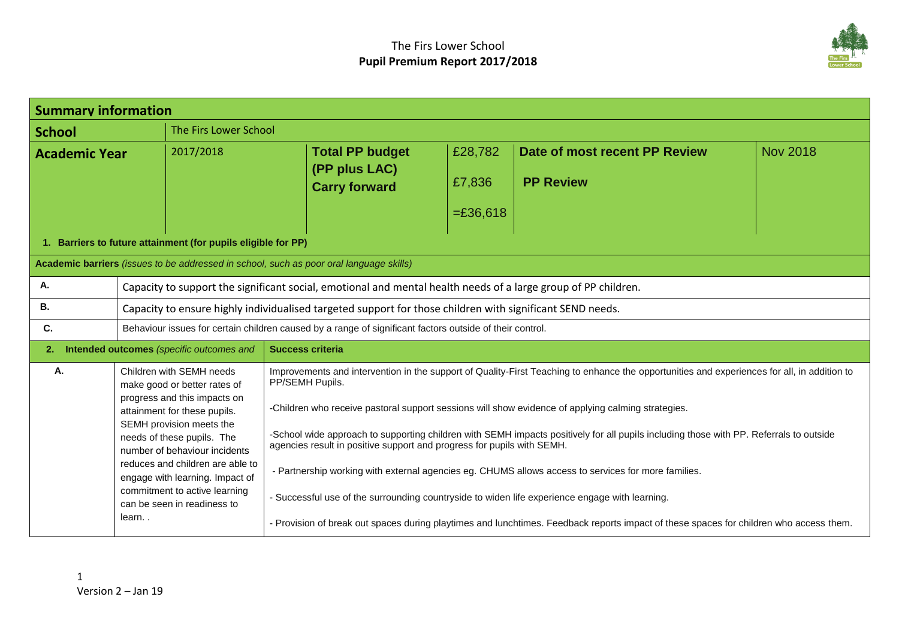# The Firs Lower School
## Pupil Premium Report 2017/2018

| **Summary information** | | | | | |
|---|---|---|---|---|---|
| **School** | The Firs Lower School | | | | |
| **Academic Year** | 2017/2018 | **Total PP budget (PP plus LAC)** **Carry forward** | £28,782 £7,836 =£36,618 | **Date of most recent PP Review** **PP Review** | Nov 2018 |

| **1. Barriers to future attainment (for pupils eligible for PP)** | |
|---|---|
| **Academic barriers** *(issues to be addressed in school, such as poor oral language skills)* | |
| **A.** | Capacity to support the significant social, emotional and mental health needs of a large group of PP children. |
| **B.** | Capacity to ensure highly individualised targeted support for those children with significant SEND needs. |
| **C.** | Behaviour issues for certain children caused by a range of significant factors outside of their control. |

| **2. Intended outcomes** *(specific outcomes and* | | **Success criteria** |
|---|---|---|
| **A.** | Children with SEMH needs make good or better rates of progress and this impacts on attainment for these pupils. SEMH provision meets the needs of these pupils. The number of behaviour incidents reduces and children are able to engage with learning. Impact of commitment to active learning can be seen in readiness to learn. . | Improvements and intervention in the support of Quality-First Teaching to enhance the opportunities and experiences for all, in addition to PP/SEMH Pupils.<br><br>-Children who receive pastoral support sessions will show evidence of applying calming strategies.<br><br>-School wide approach to supporting children with SEMH impacts positively for all pupils including those with PP. Referrals to outside agencies result in positive support and progress for pupils with SEMH.<br><br>- Partnership working with external agencies eg. CHUMS allows access to services for more families.<br><br>- Successful use of the surrounding countryside to widen life experience engage with learning.<br><br>- Provision of break out spaces during playtimes and lunchtimes. Feedback reports impact of these spaces for children who access them. |

Version 2 – Jan 19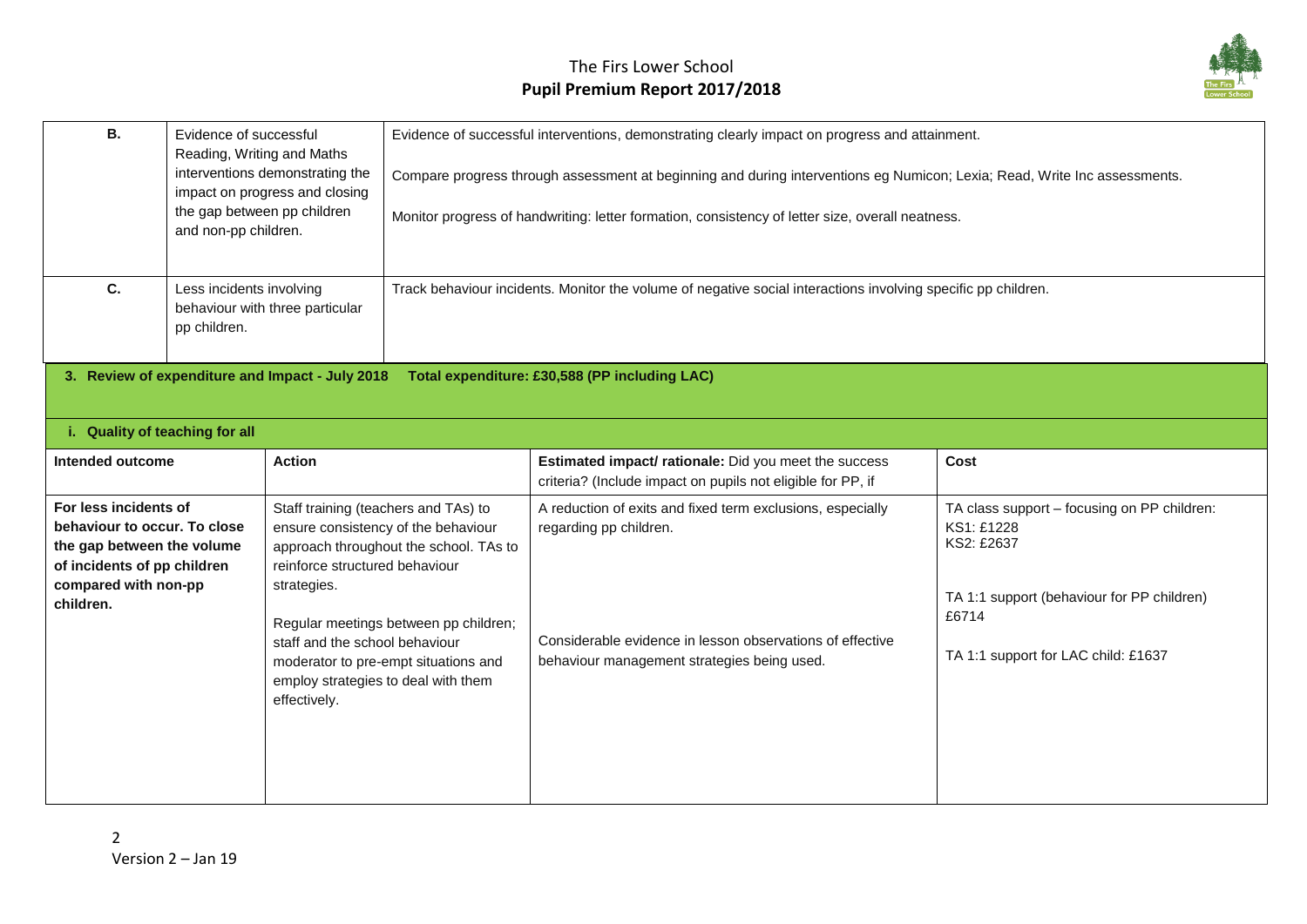| | | |
|---|---|---|
| **B.** | Evidence of successful Reading, Writing and Maths interventions demonstrating the impact on progress and closing the gap between pp children and non-pp children. | Evidence of successful interventions, demonstrating clearly impact on progress and attainment.<br><br>Compare progress through assessment at beginning and during interventions eg Numicon; Lexia; Read, Write Inc assessments.<br><br>Monitor progress of handwriting: letter formation, consistency of letter size, overall neatness. |
| **C.** | Less incidents involving behaviour with three particular pp children. | Track behaviour incidents. Monitor the volume of negative social interactions involving specific pp children. |

## 3. Review of expenditure and Impact - July 2018 Total expenditure: £30,588 (PP including LAC)

### i. Quality of teaching for all

| Intended outcome | Action | Estimated impact/ rationale: Did you meet the success criteria? (Include impact on pupils not eligible for PP, if | Cost |
|---|---|---|---|
| **For less incidents of behaviour to occur. To close the gap between the volume of incidents of pp children compared with non-pp children.** | Staff training (teachers and TAs) to ensure consistency of the behaviour approach throughout the school. TAs to reinforce structured behaviour strategies.<br><br>Regular meetings between pp children; staff and the school behaviour moderator to pre-empt situations and employ strategies to deal with them effectively. | A reduction of exits and fixed term exclusions, especially regarding pp children.<br><br>Considerable evidence in lesson observations of effective behaviour management strategies being used. | TA class support – focusing on PP children:<br>KS1: £1228<br>KS2: £2637<br><br>TA 1:1 support (behaviour for PP children) £6714<br><br>TA 1:1 support for LAC child: £1637 |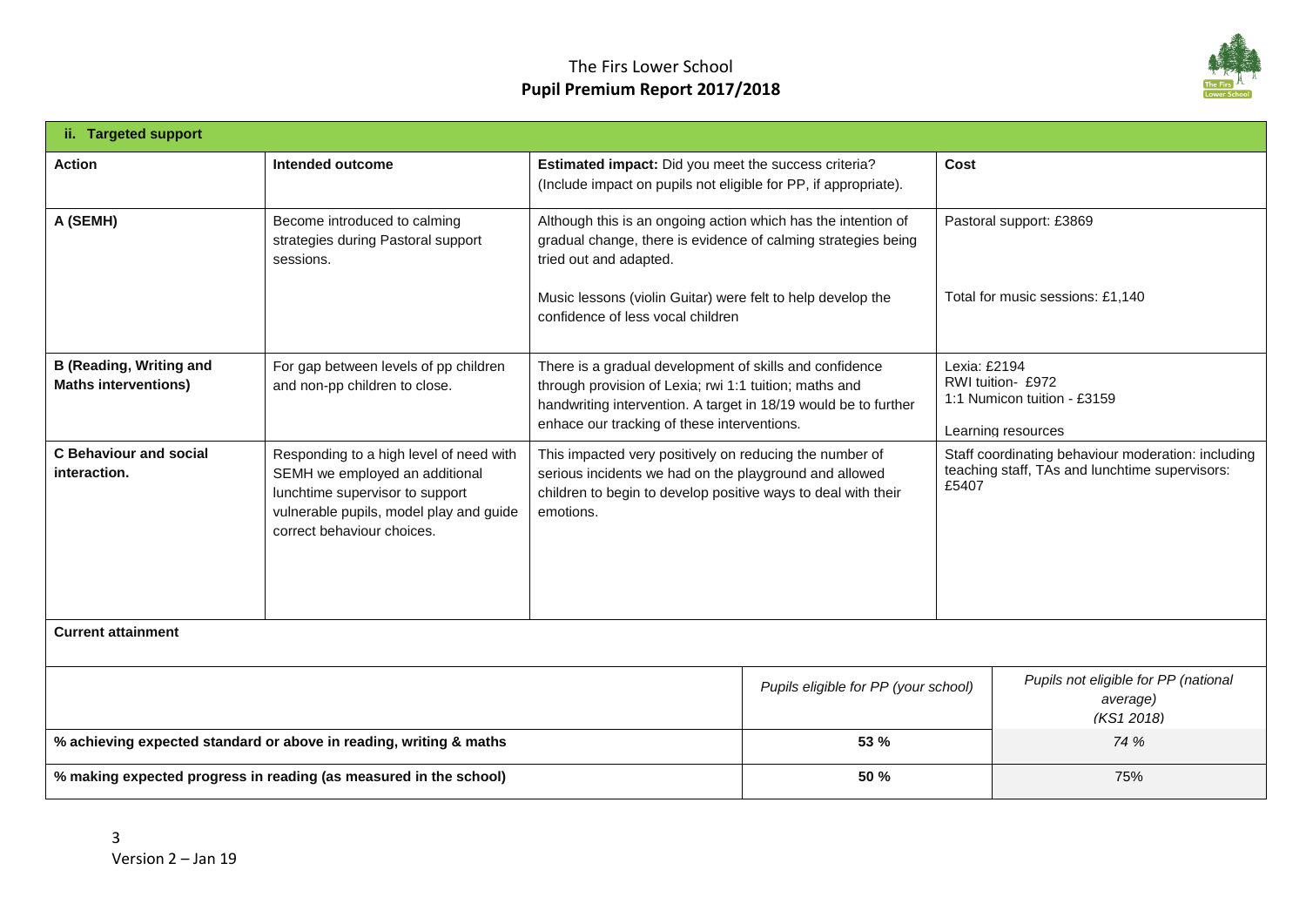| ii. Targeted support | | | |
|---|---|---|---|
| **Action** | **Intended outcome** | **Estimated impact:** Did you meet the success criteria? (Include impact on pupils not eligible for PP, if appropriate). | **Cost** |
| **A (SEMH)** | Become introduced to calming strategies during Pastoral support sessions. | Although this is an ongoing action which has the intention of gradual change, there is evidence of calming strategies being tried out and adapted.<br><br>Music lessons (violin Guitar) were felt to help develop the confidence of less vocal children | Pastoral support: £3869<br><br>Total for music sessions: £1,140 |
| **B (Reading, Writing and Maths interventions)** | For gap between levels of pp children and non-pp children to close. | There is a gradual development of skills and confidence through provision of Lexia; rwi 1:1 tuition; maths and handwriting intervention. A target in 18/19 would be to further enhace our tracking of these interventions. | Lexia: £2194<br>RWI tuition- £972<br>1:1 Numicon tuition - £3159<br><br>Learning resources |
| **C Behaviour and social interaction.** | Responding to a high level of need with SEMH we employed an additional lunchtime supervisor to support vulnerable pupils, model play and guide correct behaviour choices. | This impacted very positively on reducing the number of serious incidents we had on the playground and allowed children to begin to develop positive ways to deal with their emotions. | Staff coordinating behaviour moderation: including teaching staff, TAs and lunchtime supervisors: £5407 |

**Current attainment**

| | *Pupils eligible for PP (your school)* | *Pupils not eligible for PP (national average) (KS1 2018)* |
|---|---|---|
| **% achieving expected standard or above in reading, writing & maths** | **53 %** | *74 %* |
| **% making expected progress in reading (as measured in the school)** | **50 %** | 75% |

Version 2 – Jan 19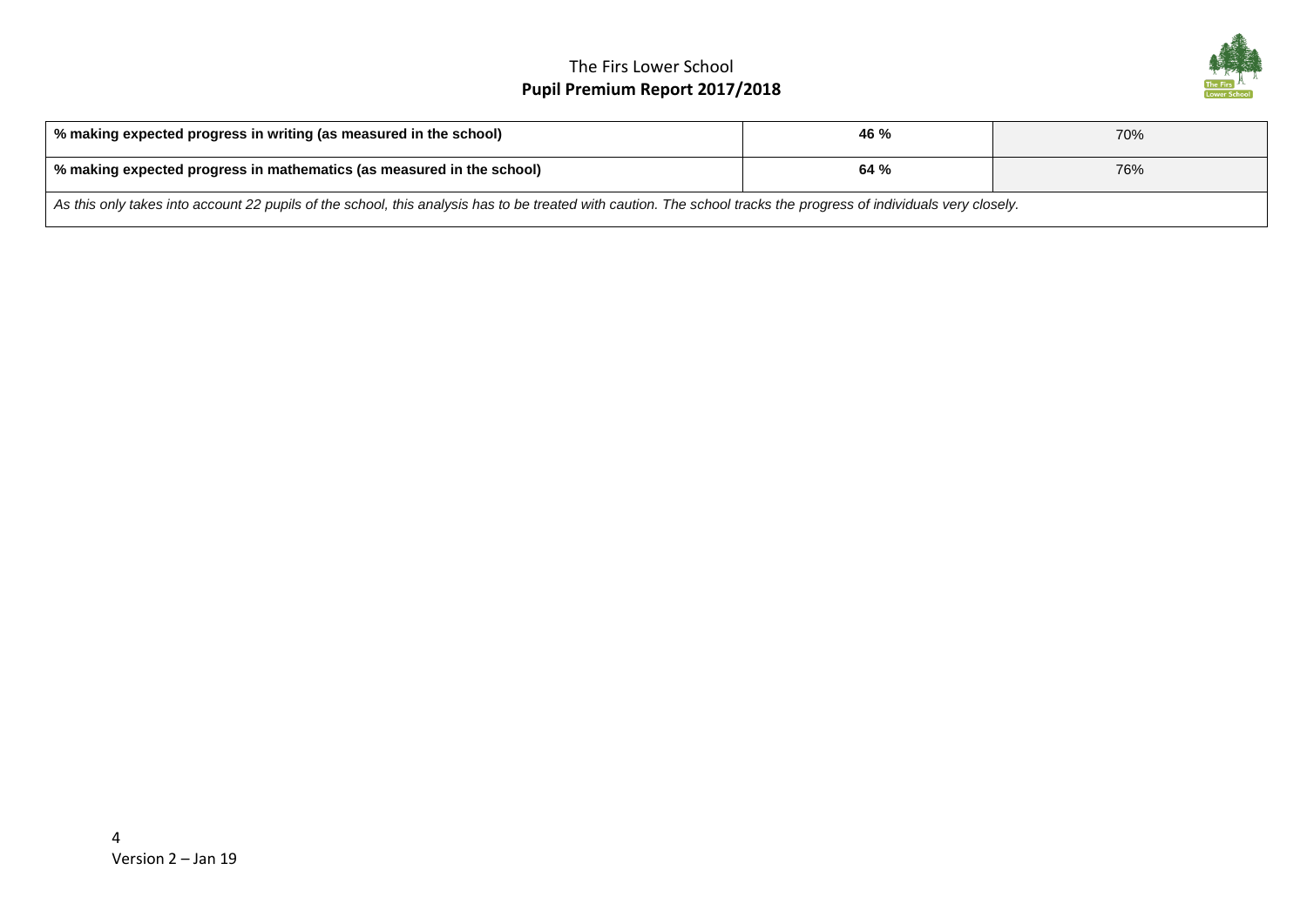| | | |
|---|---|---|
| **% making expected progress in writing (as measured in the school)** | **46 %** | 70% |
| **% making expected progress in mathematics (as measured in the school)** | **64 %** | 76% |
| *As this only takes into account 22 pupils of the school, this analysis has to be treated with caution. The school tracks the progress of individuals very closely.* | | |